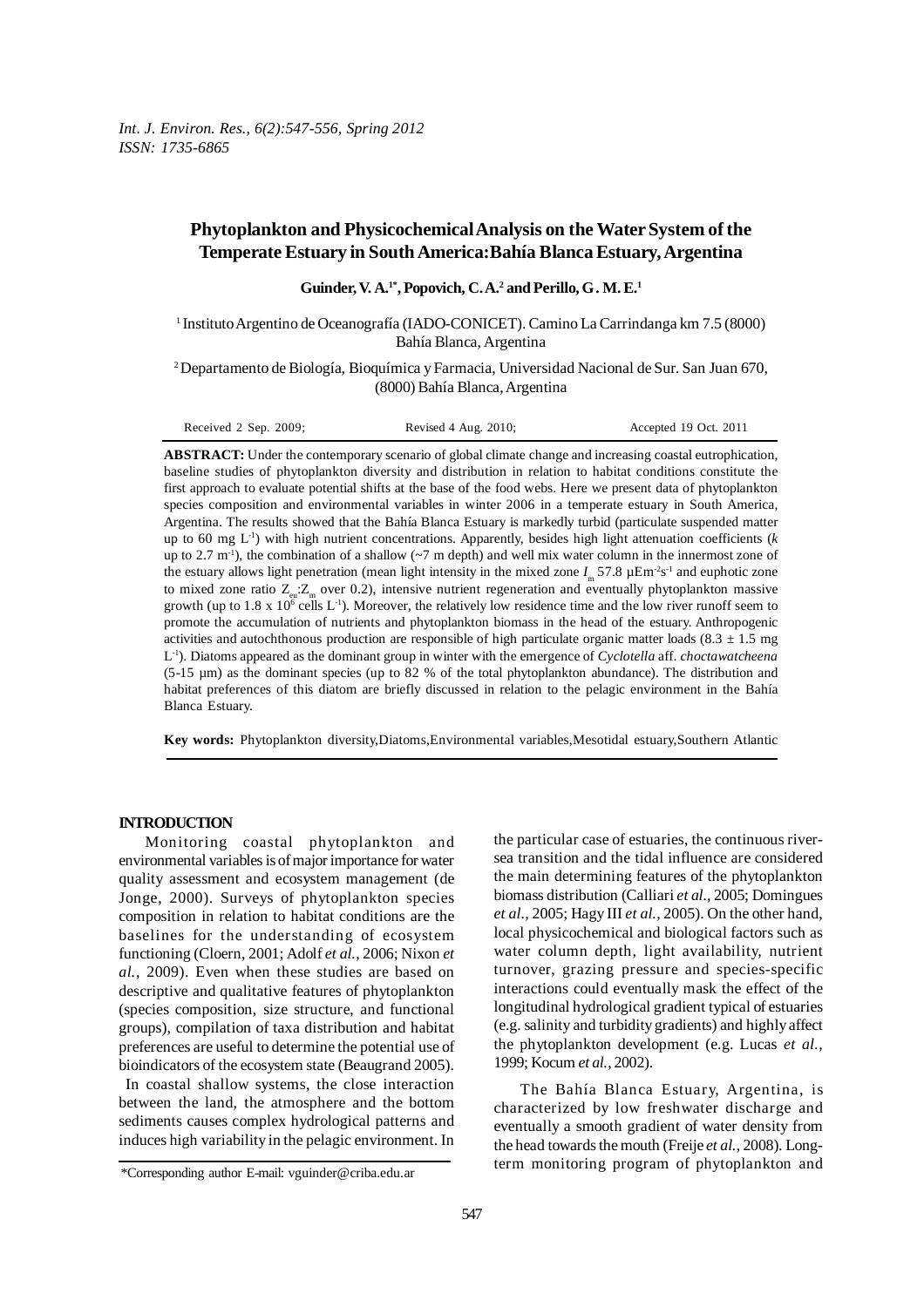# Phytoplankton and Physicochemical Analysis on the Water System of the Temperate Estuary in South America: Bahía Blanca Estuary, Argentina

**Guinder, V. A.[1*], Popovich, C. A.[2] and Perillo, G. M. E.[1]**

[1] Instituto Argentino de Oceanografía (IADO-CONICET). Camino La Carrindanga km 7.5 (8000) Bahía Blanca, Argentina

[2] Departamento de Biología, Bioquímica y Farmacia, Universidad Nacional de Sur. San Juan 670, (8000) Bahía Blanca, Argentina

Received 2 Sep. 2009; Revised 4 Aug. 2010; Accepted 19 Oct. 2011

**ABSTRACT:** Under the contemporary scenario of global climate change and increasing coastal eutrophication, baseline studies of phytoplankton diversity and distribution in relation to habitat conditions constitute the first approach to evaluate potential shifts at the base of the food webs. Here we present data of phytoplankton species composition and environmental variables in winter 2006 in a temperate estuary in South America, Argentina. The results showed that the Bahía Blanca Estuary is markedly turbid (particulate suspended matter up to 60 mg $L^{-1}$) with high nutrient concentrations. Apparently, besides high light attenuation coefficients (*k* up to 2.7 $m^{-1}$), the combination of a shallow (~7 m depth) and well mix water column in the innermost zone of the estuary allows light penetration (mean light intensity in the mixed zone $I_m$ 57.8 $\mu Em^{-2}s^{-1}$ and euphotic zone to mixed zone ratio $Z_{eu}$:$Z_m$ over 0.2), intensive nutrient regeneration and eventually phytoplankton massive growth (up to 1.8 x $10^6$ cells $L^{-1}$). Moreover, the relatively low residence time and the low river runoff seem to promote the accumulation of nutrients and phytoplankton biomass in the head of the estuary. Anthropogenic activities and autochthonous production are responsible of high particulate organic matter loads (8.3 ± 1.5 mg $L^{-1}$). Diatoms appeared as the dominant group in winter with the emergence of *Cyclotella* aff. *choctawatcheena* (5-15 µm) as the dominant species (up to 82 % of the total phytoplankton abundance). The distribution and habitat preferences of this diatom are briefly discussed in relation to the pelagic environment in the Bahía Blanca Estuary.

**Key words:** Phytoplankton diversity, Diatoms, Environmental variables, Mesotidal estuary, Southern Atlantic

## INTRODUCTION

Monitoring coastal phytoplankton and environmental variables is of major importance for water quality assessment and ecosystem management (de Jonge, 2000). Surveys of phytoplankton species composition in relation to habitat conditions are the baselines for the understanding of ecosystem functioning (Cloern, 2001; Adolf *et al.*, 2006; Nixon *et al.*, 2009). Even when these studies are based on descriptive and qualitative features of phytoplankton (species composition, size structure, and functional groups), compilation of taxa distribution and habitat preferences are useful to determine the potential use of bioindicators of the ecosystem state (Beaugrand 2005).

In coastal shallow systems, the close interaction between the land, the atmosphere and the bottom sediments causes complex hydrological patterns and induces high variability in the pelagic environment. In the particular case of estuaries, the continuous river-sea transition and the tidal influence are considered the main determining features of the phytoplankton biomass distribution (Calliari *et al.*, 2005; Domingues *et al.*, 2005; Hagy III *et al.*, 2005). On the other hand, local physicochemical and biological factors such as water column depth, light availability, nutrient turnover, grazing pressure and species-specific interactions could eventually mask the effect of the longitudinal hydrological gradient typical of estuaries (e.g. salinity and turbidity gradients) and highly affect the phytoplankton development (e.g. Lucas *et al.*, 1999; Kocum *et al.*, 2002).

The Bahía Blanca Estuary, Argentina, is characterized by low freshwater discharge and eventually a smooth gradient of water density from the head towards the mouth (Freije *et al.*, 2008). Long-term monitoring program of phytoplankton and

*Corresponding author E-mail: vguinder@criba.edu.ar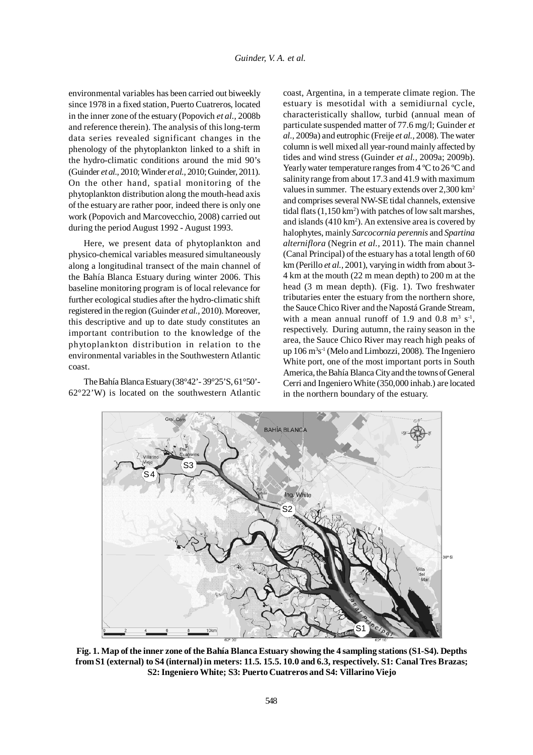environmental variables has been carried out biweekly since 1978 in a fixed station, Puerto Cuatreros, located in the inner zone of the estuary (Popovich *et al.,* 2008b and reference therein). The analysis of this long-term data series revealed significant changes in the phenology of the phytoplankton linked to a shift in the hydro-climatic conditions around the mid 90's (Guinder *et al.,* 2010; Winder *et al.,* 2010; Guinder, 2011). On the other hand, spatial monitoring of the phytoplankton distribution along the mouth-head axis of the estuary are rather poor, indeed there is only one work (Popovich and Marcovecchio, 2008) carried out during the period August 1992 - August 1993.

Here, we present data of phytoplankton and physico-chemical variables measured simultaneously along a longitudinal transect of the main channel of the Bahía Blanca Estuary during winter 2006. This baseline monitoring program is of local relevance for further ecological studies after the hydro-climatic shift registered in the region (Guinder *et al.,* 2010). Moreover, this descriptive and up to date study constitutes an important contribution to the knowledge of the phytoplankton distribution in relation to the environmental variables in the Southwestern Atlantic coast.

The Bahía Blanca Estuary (38°42'- 39°25'S, 61°50'- 62°22'W) is located on the southwestern Atlantic coast, Argentina, in a temperate climate region. The estuary is mesotidal with a semidiurnal cycle, characteristically shallow, turbid (annual mean of particulate suspended matter of 77.6 mg/l; Guinder *et al.,* 2009a) and eutrophic (Freije *et al.,* 2008). The water column is well mixed all year-round mainly affected by tides and wind stress (Guinder *et al.,* 2009a; 2009b). Yearly water temperature ranges from 4 ºC to 26 ºC and salinity range from about 17.3 and 41.9 with maximum values in summer. The estuary extends over 2,300 $km^2$ and comprises several NW-SE tidal channels, extensive tidal flats (1,150 $km^2$) with patches of low salt marshes, and islands (410 $km^2$). An extensive area is covered by halophytes, mainly *Sarcocornia perennis* and *Spartina alterniflora* (Negrin *et al.,* 2011). The main channel (Canal Principal) of the estuary has a total length of 60 km (Perillo *et al.,* 2001), varying in width from about 3-4 km at the mouth (22 m mean depth) to 200 m at the head (3 m mean depth). (Fig. 1). Two freshwater tributaries enter the estuary from the northern shore, the Sauce Chico River and the Napostá Grande Stream, with a mean annual runoff of 1.9 and 0.8 $m^3\ s^{-1}$, respectively. During autumn, the rainy season in the area, the Sauce Chico River may reach high peaks of up 106 $m^3 s^{-1}$ (Melo and Limbozzi, 2008). The Ingeniero White port, one of the most important ports in South America, the Bahía Blanca City and the towns of General Cerri and Ingeniero White (350,000 inhab.) are located in the northern boundary of the estuary.

**Fig. 1. Map of the inner zone of the Bahía Blanca Estuary showing the 4 sampling stations (S1-S4). Depths from S1 (external) to S4 (internal) in meters: 11.5. 15.5. 10.0 and 6.3, respectively. S1: Canal Tres Brazas; S2: Ingeniero White; S3: Puerto Cuatreros and S4: Villarino Viejo**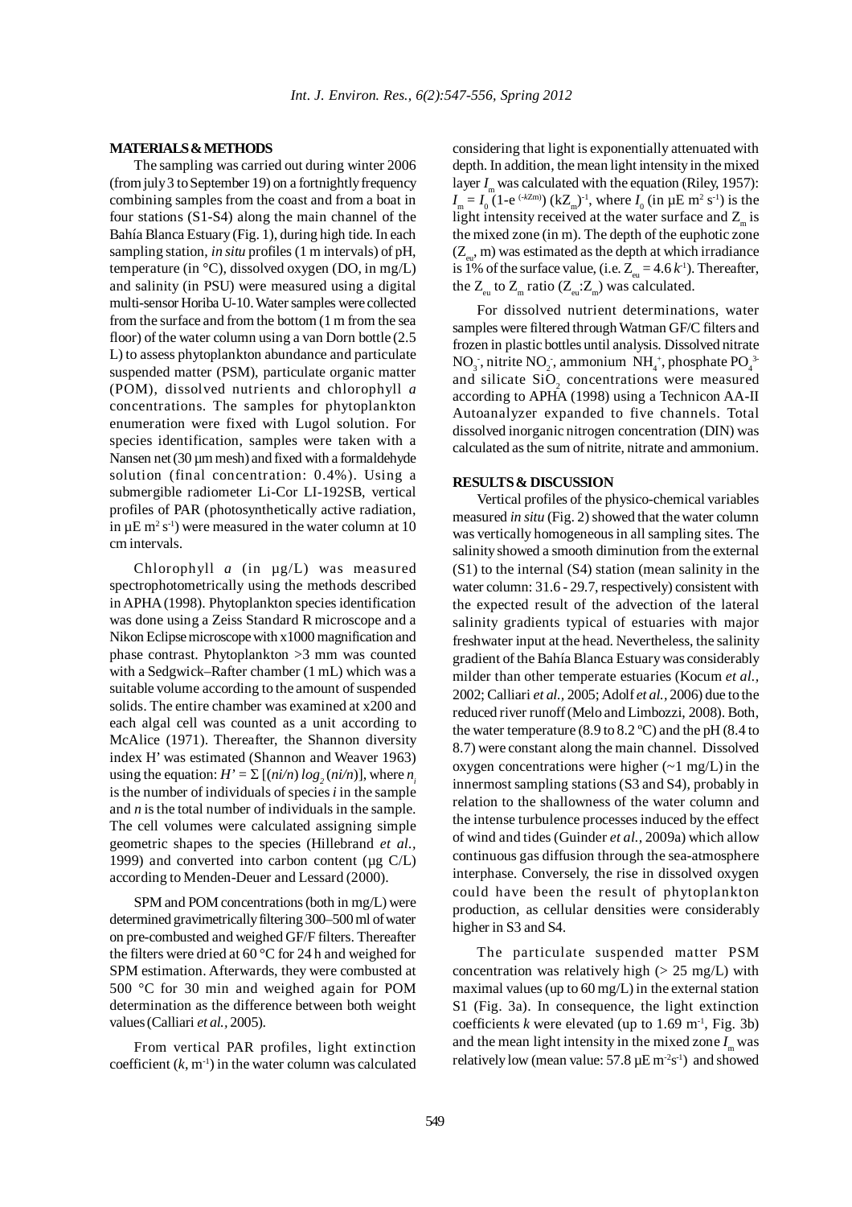## MATERIALS & METHODS

The sampling was carried out during winter 2006 (from july 3 to September 19) on a fortnightly frequency combining samples from the coast and from a boat in four stations (S1-S4) along the main channel of the Bahía Blanca Estuary (Fig. 1), during high tide. In each sampling station, *in situ* profiles (1 m intervals) of pH, temperature (in °C), dissolved oxygen (DO, in mg/L) and salinity (in PSU) were measured using a digital multi-sensor Horiba U-10. Water samples were collected from the surface and from the bottom (1 m from the sea floor) of the water column using a van Dorn bottle (2.5 L) to assess phytoplankton abundance and particulate suspended matter (PSM), particulate organic matter (POM), dissolved nutrients and chlorophyll *a* concentrations. The samples for phytoplankton enumeration were fixed with Lugol solution. For species identification, samples were taken with a Nansen net (30 µm mesh) and fixed with a formaldehyde solution (final concentration: 0.4%). Using a submergible radiometer Li-Cor LI-192SB, vertical profiles of PAR (photosynthetically active radiation, in µE $m^2$ $s^{-1}$) were measured in the water column at 10 cm intervals.

Chlorophyll *a* (in µg/L) was measured spectrophotometrically using the methods described in APHA (1998). Phytoplankton species identification was done using a Zeiss Standard R microscope and a Nikon Eclipse microscope with x1000 magnification and phase contrast. Phytoplankton >3 mm was counted with a Sedgwick–Rafter chamber (1 mL) which was a suitable volume according to the amount of suspended solids. The entire chamber was examined at x200 and each algal cell was counted as a unit according to McAlice (1971). Thereafter, the Shannon diversity index H' was estimated (Shannon and Weaver 1963) using the equation: $H' = \Sigma\,[(ni/n)\,log_2\,(ni/n)]$, where $n_i$ is the number of individuals of species *i* in the sample and *n* is the total number of individuals in the sample. The cell volumes were calculated assigning simple geometric shapes to the species (Hillebrand *et al.*, 1999) and converted into carbon content (µg C/L) according to Menden-Deuer and Lessard (2000).

SPM and POM concentrations (both in mg/L) were determined gravimetrically filtering 300–500 ml of water on pre-combusted and weighed GF/F filters. Thereafter the filters were dried at 60 °C for 24 h and weighed for SPM estimation. Afterwards, they were combusted at 500 °C for 30 min and weighed again for POM determination as the difference between both weight values (Calliari *et al.*, 2005).

From vertical PAR profiles, light extinction coefficient ($k$, $m^{-1}$) in the water column was calculated considering that light is exponentially attenuated with depth. In addition, the mean light intensity in the mixed layer $I_m$ was calculated with the equation (Riley, 1957): $I_m = I_0\,(1\text{-}e^{(-kZm)})\,(kZ_m)^{-1}$, where $I_0$ (in µE $m^2$ $s^{-1}$) is the light intensity received at the water surface and $Z_m$ is the mixed zone (in m). The depth of the euphotic zone ($Z_{eu}$, m) was estimated as the depth at which irradiance is 1% of the surface value, (i.e. $Z_{eu} = 4.6\,k^{-1}$). Thereafter, the $Z_{eu}$ to $Z_m$ ratio ($Z_{eu}$:$Z_m$) was calculated.

For dissolved nutrient determinations, water samples were filtered through Watman GF/C filters and frozen in plastic bottles until analysis. Dissolved nitrate $NO_3^-$, nitrite $NO_2^-$, ammonium $NH_4^+$, phosphate $PO_4^{3-}$ and silicate $SiO_2$ concentrations were measured according to APHA (1998) using a Technicon AA-II Autoanalyzer expanded to five channels. Total dissolved inorganic nitrogen concentration (DIN) was calculated as the sum of nitrite, nitrate and ammonium.

## RESULTS & DISCUSSION

Vertical profiles of the physico-chemical variables measured *in situ* (Fig. 2) showed that the water column was vertically homogeneous in all sampling sites. The salinity showed a smooth diminution from the external (S1) to the internal (S4) station (mean salinity in the water column: 31.6 - 29.7, respectively) consistent with the expected result of the advection of the lateral salinity gradients typical of estuaries with major freshwater input at the head. Nevertheless, the salinity gradient of the Bahía Blanca Estuary was considerably milder than other temperate estuaries (Kocum *et al.*, 2002; Calliari *et al.*, 2005; Adolf *et al.*, 2006) due to the reduced river runoff (Melo and Limbozzi, 2008). Both, the water temperature (8.9 to 8.2 ºC) and the pH (8.4 to 8.7) were constant along the main channel. Dissolved oxygen concentrations were higher (~1 mg/L) in the innermost sampling stations (S3 and S4), probably in relation to the shallowness of the water column and the intense turbulence processes induced by the effect of wind and tides (Guinder *et al.*, 2009a) which allow continuous gas diffusion through the sea-atmosphere interphase. Conversely, the rise in dissolved oxygen could have been the result of phytoplankton production, as cellular densities were considerably higher in S3 and S4.

The particulate suspended matter PSM concentration was relatively high (> 25 mg/L) with maximal values (up to 60 mg/L) in the external station S1 (Fig. 3a). In consequence, the light extinction coefficients $k$ were elevated (up to 1.69 $m^{-1}$, Fig. 3b) and the mean light intensity in the mixed zone $I_m$ was relatively low (mean value: 57.8 µE $m^{-2}s^{-1}$) and showed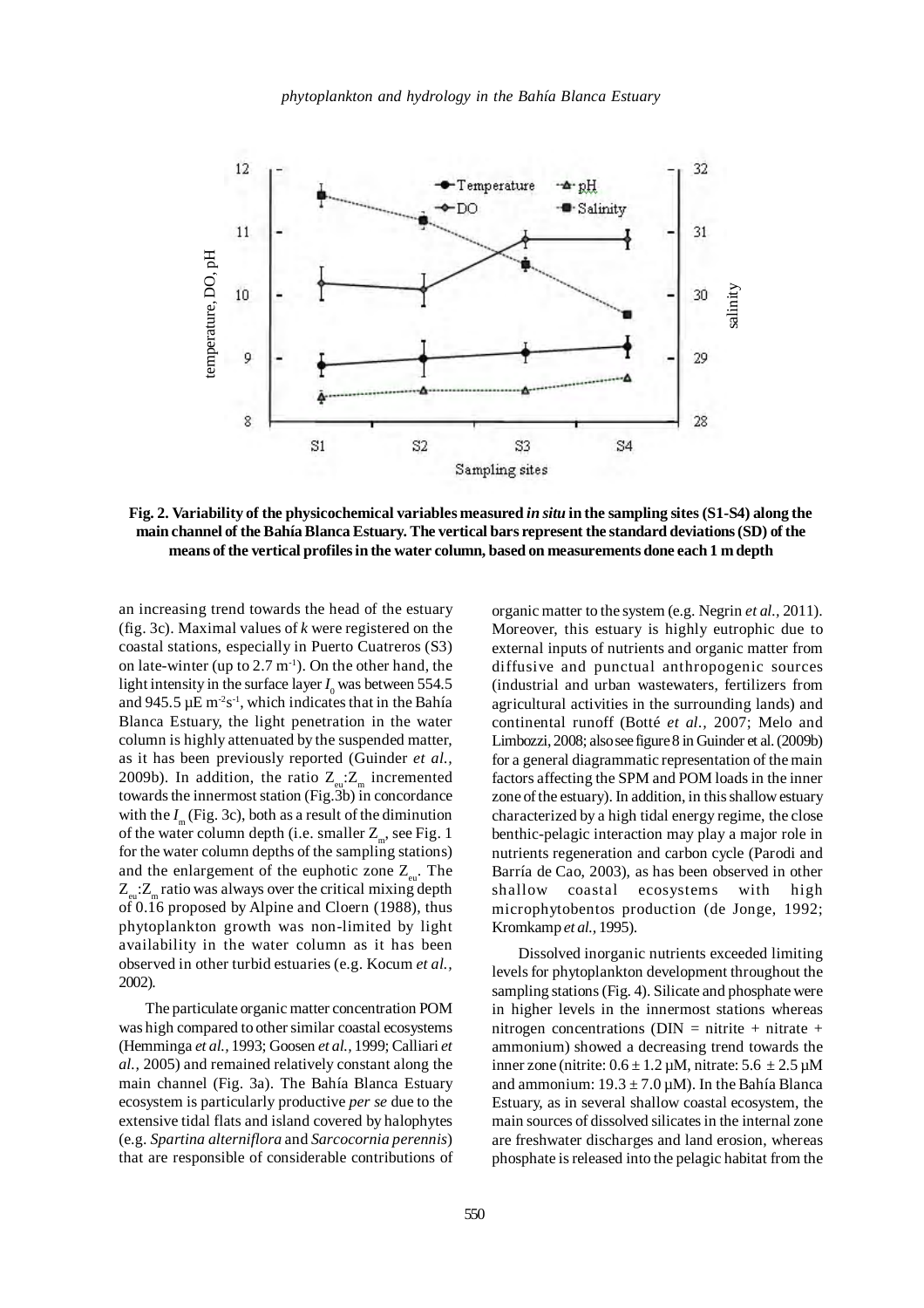**Fig. 2. Variability of the physicochemical variables measured *in situ* in the sampling sites (S1-S4) along the main channel of the Bahía Blanca Estuary. The vertical bars represent the standard deviations (SD) of the means of the vertical profiles in the water column, based on measurements done each 1 m depth**

an increasing trend towards the head of the estuary (fig. 3c). Maximal values of $k$ were registered on the coastal stations, especially in Puerto Cuatreros (S3) on late-winter (up to 2.7 $m^{-1}$). On the other hand, the light intensity in the surface layer $I_0$ was between 554.5 and 945.5 $\mu E\ m^{-2}s^{-1}$, which indicates that in the Bahía Blanca Estuary, the light penetration in the water column is highly attenuated by the suspended matter, as it has been previously reported (Guinder *et al.*, 2009b). In addition, the ratio $Z_{eu}$:$Z_m$ incremented towards the innermost station (Fig.3b) in concordance with the $I_m$ (Fig. 3c), both as a result of the diminution of the water column depth (i.e. smaller $Z_m$, see Fig. 1 for the water column depths of the sampling stations) and the enlargement of the euphotic zone $Z_{eu}$. The $Z_{eu}$:$Z_m$ ratio was always over the critical mixing depth of 0.16 proposed by Alpine and Cloern (1988), thus phytoplankton growth was non-limited by light availability in the water column as it has been observed in other turbid estuaries (e.g. Kocum *et al.*, 2002).

The particulate organic matter concentration POM was high compared to other similar coastal ecosystems (Hemminga *et al.*, 1993; Goosen *et al.*, 1999; Calliari *et al.*, 2005) and remained relatively constant along the main channel (Fig. 3a). The Bahía Blanca Estuary ecosystem is particularly productive *per se* due to the extensive tidal flats and island covered by halophytes (e.g. *Spartina alterniflora* and *Sarcocornia perennis*) that are responsible of considerable contributions of organic matter to the system (e.g. Negrin *et al.*, 2011). Moreover, this estuary is highly eutrophic due to external inputs of nutrients and organic matter from diffusive and punctual anthropogenic sources (industrial and urban wastewaters, fertilizers from agricultural activities in the surrounding lands) and continental runoff (Botté *et al.*, 2007; Melo and Limbozzi, 2008; also see figure 8 in Guinder et al. (2009b) for a general diagrammatic representation of the main factors affecting the SPM and POM loads in the inner zone of the estuary). In addition, in this shallow estuary characterized by a high tidal energy regime, the close benthic-pelagic interaction may play a major role in nutrients regeneration and carbon cycle (Parodi and Barría de Cao, 2003), as has been observed in other shallow coastal ecosystems with high microphytobentos production (de Jonge, 1992; Kromkamp *et al.*, 1995).

Dissolved inorganic nutrients exceeded limiting levels for phytoplankton development throughout the sampling stations (Fig. 4). Silicate and phosphate were in higher levels in the innermost stations whereas nitrogen concentrations (DIN = nitrite + nitrate + ammonium) showed a decreasing trend towards the inner zone (nitrite: 0.6 ± 1.2 µM, nitrate: 5.6 ± 2.5 µM and ammonium: 19.3 ± 7.0 µM). In the Bahía Blanca Estuary, as in several shallow coastal ecosystem, the main sources of dissolved silicates in the internal zone are freshwater discharges and land erosion, whereas phosphate is released into the pelagic habitat from the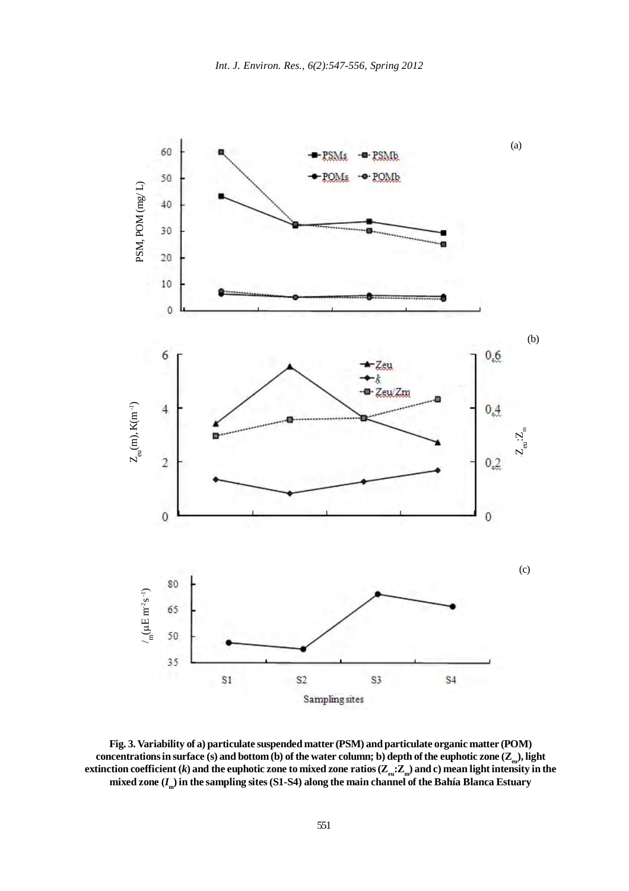**Fig. 3. Variability of a) particulate suspended matter (PSM) and particulate organic matter (POM) concentrations in surface (s) and bottom (b) of the water column; b) depth of the euphotic zone ($Z_{eu}$), light extinction coefficient ($k$) and the euphotic zone to mixed zone ratios ($Z_{eu}$:$Z_m$) and c) mean light intensity in the mixed zone ($I_m$) in the sampling sites (S1-S4) along the main channel of the Bahía Blanca Estuary**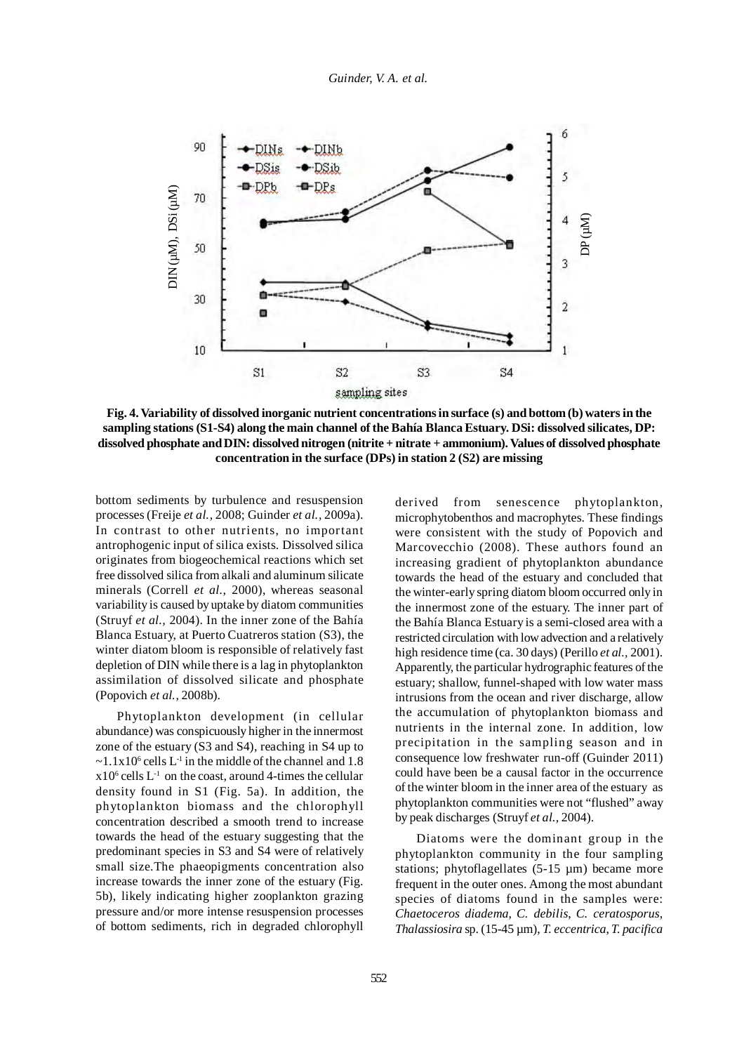**Fig. 4. Variability of dissolved inorganic nutrient concentrations in surface (s) and bottom (b) waters in the sampling stations (S1-S4) along the main channel of the Bahía Blanca Estuary. DSi: dissolved silicates, DP: dissolved phosphate and DIN: dissolved nitrogen (nitrite + nitrate + ammonium). Values of dissolved phosphate concentration in the surface (DPs) in station 2 (S2) are missing**

bottom sediments by turbulence and resuspension processes (Freije *et al.,* 2008; Guinder *et al.,* 2009a). In contrast to other nutrients, no important antrophogenic input of silica exists. Dissolved silica originates from biogeochemical reactions which set free dissolved silica from alkali and aluminum silicate minerals (Correll *et al.,* 2000), whereas seasonal variability is caused by uptake by diatom communities (Struyf *et al.,* 2004). In the inner zone of the Bahía Blanca Estuary, at Puerto Cuatreros station (S3), the winter diatom bloom is responsible of relatively fast depletion of DIN while there is a lag in phytoplankton assimilation of dissolved silicate and phosphate (Popovich *et al.,* 2008b).

Phytoplankton development (in cellular abundance) was conspicuously higher in the innermost zone of the estuary (S3 and S4), reaching in S4 up to $\sim 1.1 \times 10^6$ cells $L^{-1}$ in the middle of the channel and $1.8 \times 10^6$ cells $L^{-1}$ on the coast, around 4-times the cellular density found in S1 (Fig. 5a). In addition, the phytoplankton biomass and the chlorophyll concentration described a smooth trend to increase towards the head of the estuary suggesting that the predominant species in S3 and S4 were of relatively small size. The phaeopigments concentration also increase towards the inner zone of the estuary (Fig. 5b), likely indicating higher zooplankton grazing pressure and/or more intense resuspension processes of bottom sediments, rich in degraded chlorophyll derived from senescence phytoplankton, microphytobenthos and macrophytes. These findings were consistent with the study of Popovich and Marcovecchio (2008). These authors found an increasing gradient of phytoplankton abundance towards the head of the estuary and concluded that the winter-early spring diatom bloom occurred only in the innermost zone of the estuary. The inner part of the Bahía Blanca Estuary is a semi-closed area with a restricted circulation with low advection and a relatively high residence time (ca. 30 days) (Perillo *et al.,* 2001). Apparently, the particular hydrographic features of the estuary; shallow, funnel-shaped with low water mass intrusions from the ocean and river discharge, allow the accumulation of phytoplankton biomass and nutrients in the internal zone. In addition, low precipitation in the sampling season and in consequence low freshwater run-off (Guinder 2011) could have been be a causal factor in the occurrence of the winter bloom in the inner area of the estuary as phytoplankton communities were not "flushed" away by peak discharges (Struyf *et al.,* 2004).

Diatoms were the dominant group in the phytoplankton community in the four sampling stations; phytoflagellates (5-15 µm) became more frequent in the outer ones. Among the most abundant species of diatoms found in the samples were: *Chaetoceros diadema*, *C. debilis*, *C. ceratosporus*, *Thalassiosira* sp. (15-45 µm), *T. eccentrica*, *T. pacifica*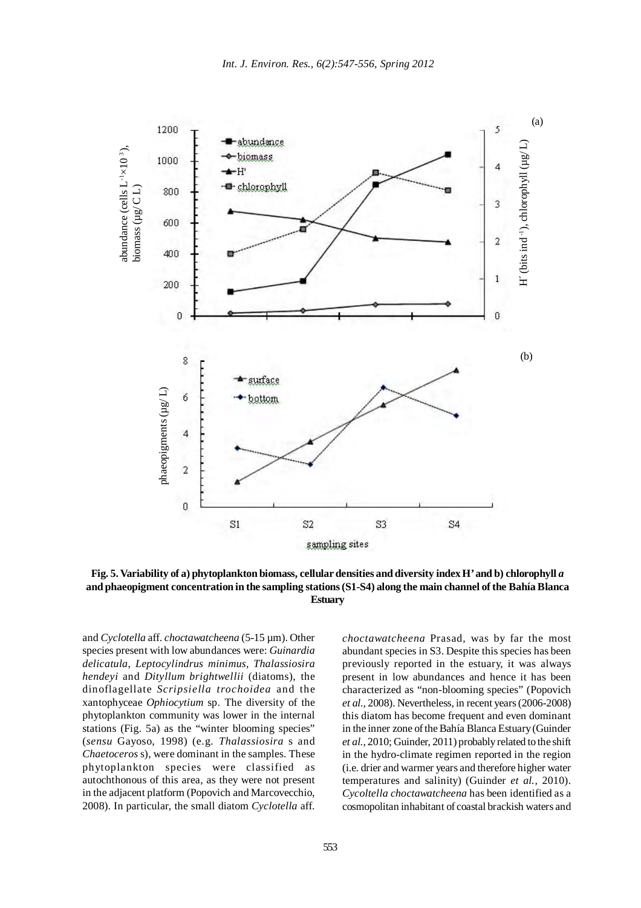Fig. 5. Variability of a) phytoplankton biomass, cellular densities and diversity index H' and b) chlorophyll *a* and phaeopigment concentration in the sampling stations (S1-S4) along the main channel of the Bahía Blanca Estuary

and *Cyclotella* aff. *choctawatcheena* (5-15 µm). Other species present with low abundances were: *Guinardia delicatula*, *Leptocylindrus minimus*, *Thalassiosira hendeyi* and *Dityllum brightwellii* (diatoms), the dinoflagellate *Scripsiella trochoidea* and the xantophyceae *Ophiocytium* sp. The diversity of the phytoplankton community was lower in the internal stations (Fig. 5a) as the "winter blooming species" (*sensu* Gayoso, 1998) (e.g. *Thalassiosira* s and *Chaetoceros* s), were dominant in the samples. These phytoplankton species were classified as autochthonous of this area, as they were not present in the adjacent platform (Popovich and Marcovecchio, 2008). In particular, the small diatom *Cyclotella* aff. *choctawatcheena* Prasad, was by far the most abundant species in S3. Despite this species has been previously reported in the estuary, it was always present in low abundances and hence it has been characterized as "non-blooming species" (Popovich *et al.*, 2008). Nevertheless, in recent years (2006-2008) this diatom has become frequent and even dominant in the inner zone of the Bahía Blanca Estuary (Guinder *et al.*, 2010; Guinder, 2011) probably related to the shift in the hydro-climate regimen reported in the region (i.e. drier and warmer years and therefore higher water temperatures and salinity) (Guinder *et al.*, 2010). *Cycoltella choctawatcheena* has been identified as a cosmopolitan inhabitant of coastal brackish waters and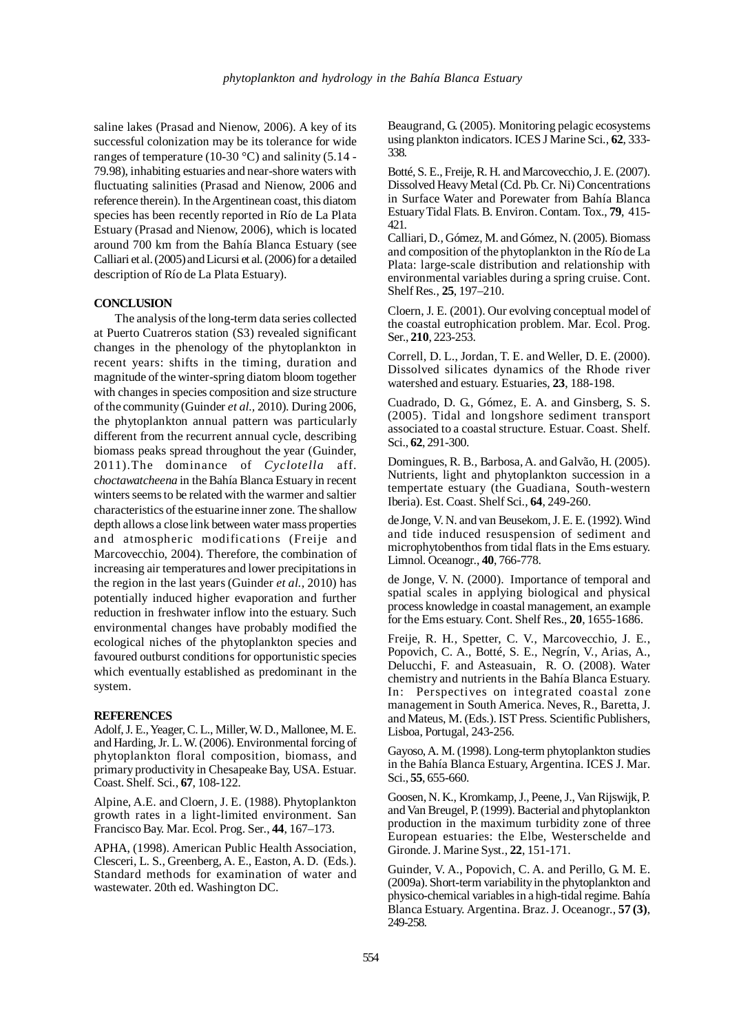saline lakes (Prasad and Nienow, 2006). A key of its successful colonization may be its tolerance for wide ranges of temperature (10-30 °C) and salinity (5.14 - 79.98), inhabiting estuaries and near-shore waters with fluctuating salinities (Prasad and Nienow, 2006 and reference therein). In the Argentinean coast, this diatom species has been recently reported in Río de La Plata Estuary (Prasad and Nienow, 2006), which is located around 700 km from the Bahía Blanca Estuary (see Calliari et al. (2005) and Licursi et al. (2006) for a detailed description of Río de La Plata Estuary).

## CONCLUSION

The analysis of the long-term data series collected at Puerto Cuatreros station (S3) revealed significant changes in the phenology of the phytoplankton in recent years: shifts in the timing, duration and magnitude of the winter-spring diatom bloom together with changes in species composition and size structure of the community (Guinder *et al.,* 2010). During 2006, the phytoplankton annual pattern was particularly different from the recurrent annual cycle, describing biomass peaks spread throughout the year (Guinder, 2011).The dominance of *Cyclotella* aff. c*hoctawatcheena* in the Bahía Blanca Estuary in recent winters seems to be related with the warmer and saltier characteristics of the estuarine inner zone. The shallow depth allows a close link between water mass properties and atmospheric modifications (Freije and Marcovecchio, 2004). Therefore, the combination of increasing air temperatures and lower precipitations in the region in the last years (Guinder *et al.,* 2010) has potentially induced higher evaporation and further reduction in freshwater inflow into the estuary. Such environmental changes have probably modified the ecological niches of the phytoplankton species and favoured outburst conditions for opportunistic species which eventually established as predominant in the system.

## REFERENCES

Adolf, J. E., Yeager, C. L., Miller, W. D., Mallonee, M. E. and Harding, Jr. L. W. (2006). Environmental forcing of phytoplankton floral composition, biomass, and primary productivity in Chesapeake Bay, USA. Estuar. Coast. Shelf. Sci., **67**, 108-122.

Alpine, A.E. and Cloern, J. E. (1988). Phytoplankton growth rates in a light-limited environment. San Francisco Bay. Mar. Ecol. Prog. Ser., **44**, 167–173.

APHA, (1998). American Public Health Association, Clesceri, L. S., Greenberg, A. E., Easton, A. D. (Eds.). Standard methods for examination of water and wastewater. 20th ed. Washington DC.

Beaugrand, G. (2005). Monitoring pelagic ecosystems using plankton indicators. ICES J Marine Sci., **62**, 333-338.

Botté, S. E., Freije, R. H. and Marcovecchio, J. E. (2007). Dissolved Heavy Metal (Cd. Pb. Cr. Ni) Concentrations in Surface Water and Porewater from Bahía Blanca Estuary Tidal Flats. B. Environ. Contam. Tox., **79**, 415-421.

Calliari, D., Gómez, M. and Gómez, N. (2005). Biomass and composition of the phytoplankton in the Río de La Plata: large-scale distribution and relationship with environmental variables during a spring cruise. Cont. Shelf Res., **25**, 197–210.

Cloern, J. E. (2001). Our evolving conceptual model of the coastal eutrophication problem. Mar. Ecol. Prog. Ser., **210**, 223-253.

Correll, D. L., Jordan, T. E. and Weller, D. E. (2000). Dissolved silicates dynamics of the Rhode river watershed and estuary. Estuaries, **23**, 188-198.

Cuadrado, D. G., Gómez, E. A. and Ginsberg, S. S. (2005). Tidal and longshore sediment transport associated to a coastal structure. Estuar. Coast. Shelf. Sci., **62**, 291-300.

Domingues, R. B., Barbosa, A. and Galvão, H. (2005). Nutrients, light and phytoplankton succession in a tempertate estuary (the Guadiana, South-western Iberia). Est. Coast. Shelf Sci., **64**, 249-260.

de Jonge, V. N. and van Beusekom, J. E. E. (1992). Wind and tide induced resuspension of sediment and microphytobenthos from tidal flats in the Ems estuary. Limnol. Oceanogr., **40**, 766-778.

de Jonge, V. N. (2000). Importance of temporal and spatial scales in applying biological and physical process knowledge in coastal management, an example for the Ems estuary. Cont. Shelf Res., **20**, 1655-1686.

Freije, R. H., Spetter, C. V., Marcovecchio, J. E., Popovich, C. A., Botté, S. E., Negrín, V., Arias, A., Delucchi, F. and Asteasuain, R. O. (2008). Water chemistry and nutrients in the Bahía Blanca Estuary. In: Perspectives on integrated coastal zone management in South America. Neves, R., Baretta, J. and Mateus, M. (Eds.). IST Press. Scientific Publishers, Lisboa, Portugal, 243-256.

Gayoso, A. M. (1998). Long-term phytoplankton studies in the Bahía Blanca Estuary, Argentina. ICES J. Mar. Sci., **55**, 655-660.

Goosen, N. K., Kromkamp, J., Peene, J., Van Rijswijk, P. and Van Breugel, P. (1999). Bacterial and phytoplankton production in the maximum turbidity zone of three European estuaries: the Elbe, Westerschelde and Gironde. J. Marine Syst., **22**, 151-171.

Guinder, V. A., Popovich, C. A. and Perillo, G. M. E. (2009a). Short-term variability in the phytoplankton and physico-chemical variables in a high-tidal regime. Bahía Blanca Estuary. Argentina. Braz. J. Oceanogr., **57 (3)**, 249-258.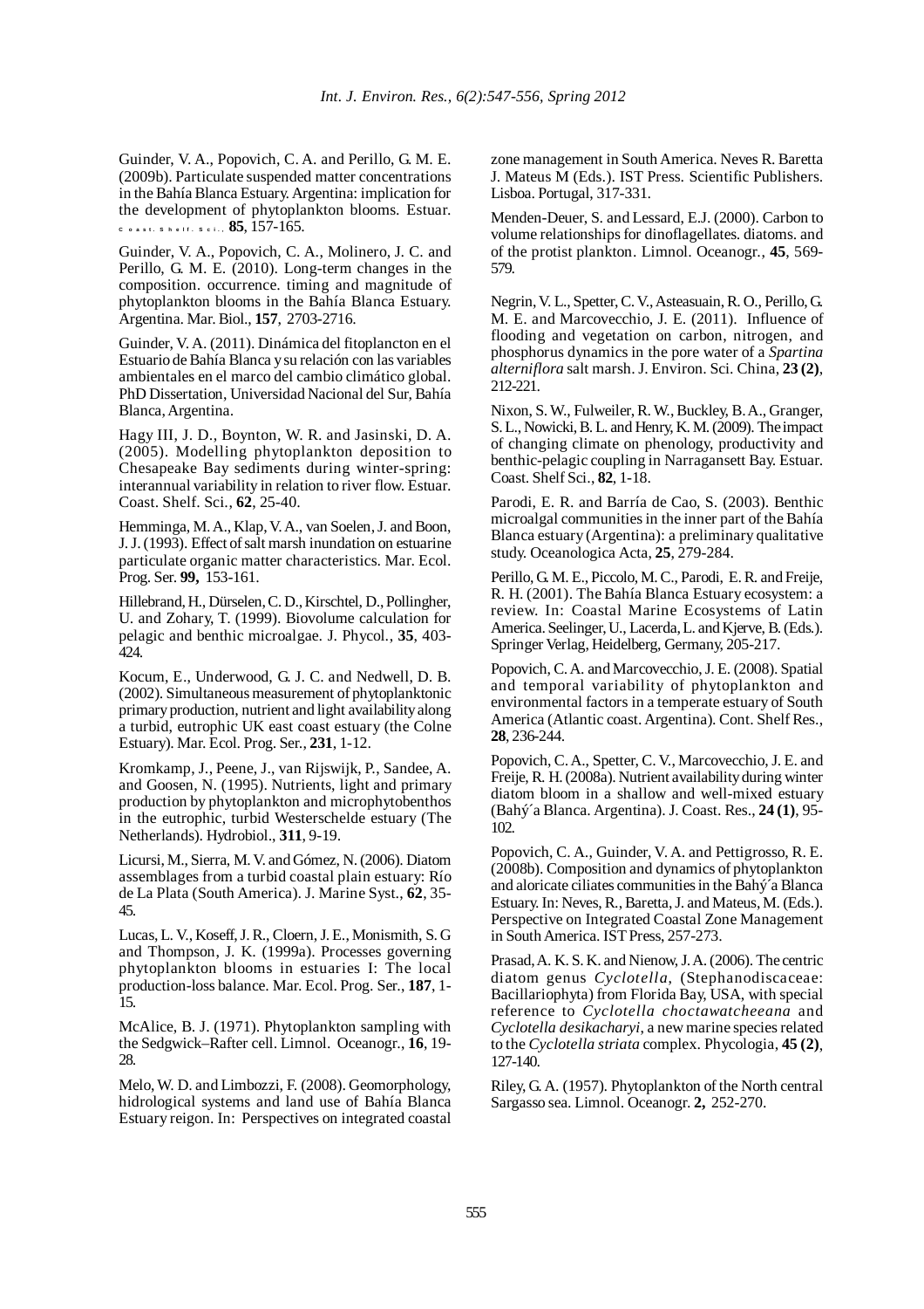Guinder, V. A., Popovich, C. A. and Perillo, G. M. E. (2009b). Particulate suspended matter concentrations in the Bahía Blanca Estuary. Argentina: implication for the development of phytoplankton blooms. Estuar. Coast. Shelf. Sci., **85**, 157-165.

Guinder, V. A., Popovich, C. A., Molinero, J. C. and Perillo, G. M. E. (2010). Long-term changes in the composition. occurrence. timing and magnitude of phytoplankton blooms in the Bahía Blanca Estuary. Argentina. Mar. Biol., **157**, 2703-2716.

Guinder, V. A. (2011). Dinámica del fitoplancton en el Estuario de Bahía Blanca y su relación con las variables ambientales en el marco del cambio climático global. PhD Dissertation, Universidad Nacional del Sur, Bahía Blanca, Argentina.

Hagy III, J. D., Boynton, W. R. and Jasinski, D. A. (2005). Modelling phytoplankton deposition to Chesapeake Bay sediments during winter-spring: interannual variability in relation to river flow. Estuar. Coast. Shelf. Sci., **62**, 25-40.

Hemminga, M. A., Klap, V. A., van Soelen, J. and Boon, J. J. (1993). Effect of salt marsh inundation on estuarine particulate organic matter characteristics. Mar. Ecol. Prog. Ser. **99,** 153-161.

Hillebrand, H., Dürselen, C. D., Kirschtel, D., Pollingher, U. and Zohary, T. (1999). Biovolume calculation for pelagic and benthic microalgae. J. Phycol., **35**, 403-424.

Kocum, E., Underwood, G. J. C. and Nedwell, D. B. (2002). Simultaneous measurement of phytoplanktonic primary production, nutrient and light availability along a turbid, eutrophic UK east coast estuary (the Colne Estuary). Mar. Ecol. Prog. Ser., **231**, 1-12.

Kromkamp, J., Peene, J., van Rijswijk, P., Sandee, A. and Goosen, N. (1995). Nutrients, light and primary production by phytoplankton and microphytobenthos in the eutrophic, turbid Westerschelde estuary (The Netherlands). Hydrobiol., **311**, 9-19.

Licursi, M., Sierra, M. V. and Gómez, N. (2006). Diatom assemblages from a turbid coastal plain estuary: Río de La Plata (South America). J. Marine Syst., **62**, 35-45.

Lucas, L. V., Koseff, J. R., Cloern, J. E., Monismith, S. G and Thompson, J. K. (1999a). Processes governing phytoplankton blooms in estuaries I: The local production-loss balance. Mar. Ecol. Prog. Ser., **187**, 1-15.

McAlice, B. J. (1971). Phytoplankton sampling with the Sedgwick–Rafter cell. Limnol. Oceanogr., **16**, 19-28.

Melo, W. D. and Limbozzi, F. (2008). Geomorphology, hidrological systems and land use of Bahía Blanca Estuary reigon. In: Perspectives on integrated coastal zone management in South America. Neves R. Baretta J. Mateus M (Eds.). IST Press. Scientific Publishers. Lisboa. Portugal, 317-331.

Menden-Deuer, S. and Lessard, E.J. (2000). Carbon to volume relationships for dinoflagellates. diatoms. and of the protist plankton. Limnol. Oceanogr., **45**, 569-579.

Negrin, V. L., Spetter, C. V., Asteasuain, R. O., Perillo, G. M. E. and Marcovecchio, J. E. (2011). Influence of flooding and vegetation on carbon, nitrogen, and phosphorus dynamics in the pore water of a *Spartina alterniflora* salt marsh. J. Environ. Sci. China, **23 (2)**, 212-221.

Nixon, S. W., Fulweiler, R. W., Buckley, B. A., Granger, S. L., Nowicki, B. L. and Henry, K. M. (2009). The impact of changing climate on phenology, productivity and benthic-pelagic coupling in Narragansett Bay. Estuar. Coast. Shelf Sci., **82**, 1-18.

Parodi, E. R. and Barría de Cao, S. (2003). Benthic microalgal communities in the inner part of the Bahía Blanca estuary (Argentina): a preliminary qualitative study. Oceanologica Acta, **25**, 279-284.

Perillo, G. M. E., Piccolo, M. C., Parodi, E. R. and Freije, R. H. (2001). The Bahía Blanca Estuary ecosystem: a review. In: Coastal Marine Ecosystems of Latin America. Seelinger, U., Lacerda, L. and Kjerve, B. (Eds.). Springer Verlag, Heidelberg, Germany, 205-217.

Popovich, C. A. and Marcovecchio, J. E. (2008). Spatial and temporal variability of phytoplankton and environmental factors in a temperate estuary of South America (Atlantic coast. Argentina). Cont. Shelf Res., **28**, 236-244.

Popovich, C. A., Spetter, C. V., Marcovecchio, J. E. and Freije, R. H. (2008a). Nutrient availability during winter diatom bloom in a shallow and well-mixed estuary (Bahý´a Blanca. Argentina). J. Coast. Res., **24 (1)**, 95-102.

Popovich, C. A., Guinder, V. A. and Pettigrosso, R. E. (2008b). Composition and dynamics of phytoplankton and aloricate ciliates communities in the Bahý´a Blanca Estuary. In: Neves, R., Baretta, J. and Mateus, M. (Eds.). Perspective on Integrated Coastal Zone Management in South America. IST Press, 257-273.

Prasad, A. K. S. K. and Nienow, J. A. (2006). The centric diatom genus *Cyclotella*, (Stephanodiscaceae: Bacillariophyta) from Florida Bay, USA, with special reference to *Cyclotella choctawatcheeana* and *Cyclotella desikacharyi*, a new marine species related to the *Cyclotella striata* complex. Phycologia, **45 (2)**, 127-140.

Riley, G. A. (1957). Phytoplankton of the North central Sargasso sea. Limnol. Oceanogr. **2,** 252-270.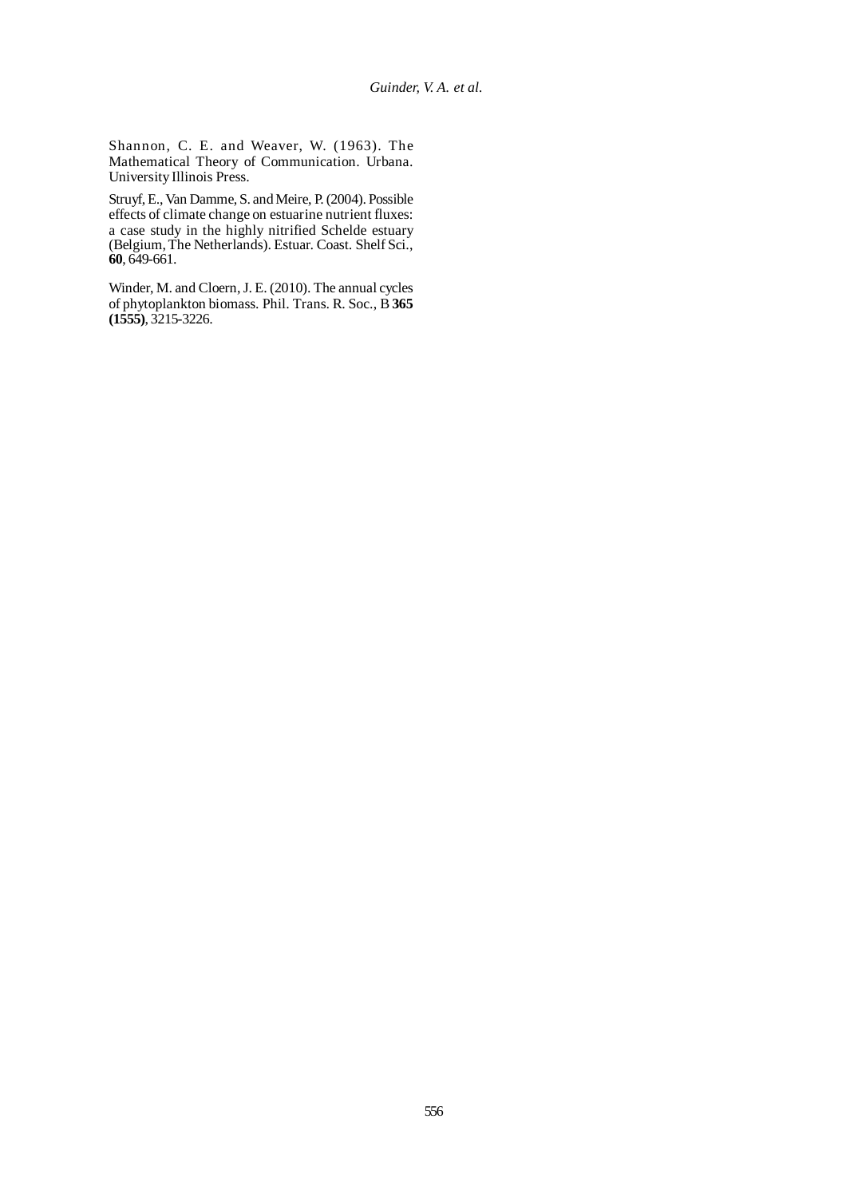Shannon, C. E. and Weaver, W. (1963). The Mathematical Theory of Communication. Urbana. University Illinois Press.

Struyf, E., Van Damme, S. and Meire, P. (2004). Possible effects of climate change on estuarine nutrient fluxes: a case study in the highly nitrified Schelde estuary (Belgium, The Netherlands). Estuar. Coast. Shelf Sci., **60**, 649-661.

Winder, M. and Cloern, J. E. (2010). The annual cycles of phytoplankton biomass. Phil. Trans. R. Soc., B **365 (1555)**, 3215-3226.